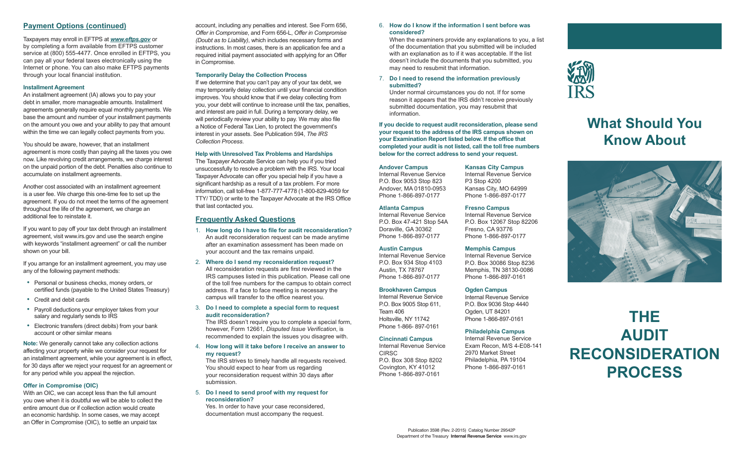## Payment Options (continued)

Taxpayers may enroll in EFTPS at ***www.eftps.gov*** or by completing a form available from EFTPS customer service at (800) 555-4477. Once enrolled in EFTPS, you can pay all your federal taxes electronically using the Internet or phone. You can also make EFTPS payments through your local financial institution.

### Installment Agreement

An installment agreement (IA) allows you to pay your debt in smaller, more manageable amounts. Installment agreements generally require equal monthly payments. We base the amount and number of your installment payments on the amount you owe and your ability to pay that amount within the time we can legally collect payments from you.

You should be aware, however, that an installment agreement is more costly than paying all the taxes you owe now. Like revolving credit arrangements, we charge interest on the unpaid portion of the debt. Penalties also continue to accumulate on installment agreements.

Another cost associated with an installment agreement is a user fee. We charge this one-time fee to set up the agreement. If you do not meet the terms of the agreement throughout the life of the agreement, we charge an additional fee to reinstate it.

If you want to pay off your tax debt through an installment agreement, visit www.irs.gov and use the search engine with keywords "installment agreement" or call the number shown on your bill.

If you arrange for an installment agreement, you may use any of the following payment methods:

- Personal or business checks, money orders, or certified funds (payable to the United States Treasury)
- Credit and debit cards
- Payroll deductions your employer takes from your salary and regularly sends to IRS
- Electronic transfers (direct debits) from your bank account or other similar means

**Note:** We generally cannot take any collection actions affecting your property while we consider your request for an installment agreement, while your agreement is in effect, for 30 days after we reject your request for an agreement or for any period while you appeal the rejection.

### Offer in Compromise (OIC)

With an OIC, we can accept less than the full amount you owe when it is doubtful we will be able to collect the entire amount due or if collection action would create an economic hardship. In some cases, we may accept an Offer in Compromise (OIC), to settle an unpaid tax account, including any penalties and interest. See Form 656, *Offer in Compromise*, and Form 656-L, *Offer in Compromise (Doubt as to Liability)*, which includes necessary forms and instructions. In most cases, there is an application fee and a required initial payment associated with applying for an Offer in Compromise.

### Temporarily Delay the Collection Process

If we determine that you can't pay any of your tax debt, we may temporarily delay collection until your financial condition improves. You should know that if we delay collecting from you, your debt will continue to increase until the tax, penalties, and interest are paid in full. During a temporary delay, we will periodically review your ability to pay. We may also file a Notice of Federal Tax Lien, to protect the government's interest in your assets. See Publication 594, *The IRS Collection Process*.

### Help with Unresolved Tax Problems and Hardships

The Taxpayer Advocate Service can help you if you tried unsuccessfully to resolve a problem with the IRS. Your local Taxpayer Advocate can offer you special help if you have a significant hardship as a result of a tax problem. For more information, call toll-free 1-877-777-4778 (1-800-829-4059 for TTY/ TDD) or write to the Taxpayer Advocate at the IRS Office that last contacted you.

## Frequently Asked Questions

1. **How long do I have to file for audit reconsideration?**
   An audit reconsideration request can be made anytime after an examination assessment has been made on your account and the tax remains unpaid.
2. **Where do I send my reconsideration request?**
   All reconsideration requests are first reviewed in the IRS campuses listed in this publication. Please call one of the toll free numbers for the campus to obtain correct address. If a face to face meeting is necessary the campus will transfer to the office nearest you.
3. **Do I need to complete a special form to request audit reconsideration?**
   The IRS doesn't require you to complete a special form, however, Form 12661, *Disputed Issue Verification*, is recommended to explain the issues you disagree with.
4. **How long will it take before I receive an answer to my request?**
   The IRS strives to timely handle all requests received. You should expect to hear from us regarding your reconsideration request within 30 days after submission.
5. **Do I need to send proof with my request for reconsideration?**
   Yes. In order to have your case reconsidered, documentation must accompany the request.
6. **How do I know if the information I sent before was considered?**
   When the examiners provide any explanations to you, a list of the documentation that you submitted will be included with an explanation as to if it was acceptable. If the list doesn't include the documents that you submitted, you may need to resubmit that information.
7. **Do I need to resend the information previously submitted?**
   Under normal circumstances you do not. If for some reason it appears that the IRS didn't receive previously submitted documentation, you may resubmit that information.

**If you decide to request audit reconsideration, please send your request to the address of the IRS campus shown on your Examination Report listed below. If the office that completed your audit is not listed, call the toll free numbers below for the correct address to send your request.**

**Andover Campus**
Internal Revenue Service
P.O. Box 9053 Stop 823
Andover, MA 01810-0953
Phone 1-866-897-0177

**Atlanta Campus**
Internal Revenue Service
P.O. Box 47-421 Stop 54A
Doraville, GA 30362
Phone 1-866-897-0177

**Austin Campus**
Internal Revenue Service
P.O. Box 934 Stop 4103
Austin, TX 78767
Phone 1-866-897-0177

**Brookhaven Campus**
Internal Revenue Service
P.O. Box 9005 Stop 611, Team 406
Holtsville, NY 11742
Phone 1-866- 897-0161

**Cincinnati Campus**
Internal Revenue Service
CIRSC
P.O. Box 308 Stop 8202
Covington, KY 41012
Phone 1-866-897-0161

**Kansas City Campus**
Internal Revenue Service
P3 Stop 4200
Kansas City, MO 64999
Phone 1-866-897-0177

**Fresno Campus**
Internal Revenue Service
P.O. Box 12067 Stop 82206
Fresno, CA 93776
Phone 1-866-897-0177

**Memphis Campus**
Internal Revenue Service
P.O. Box 30086 Stop 8236
Memphis, TN 38130-0086
Phone 1-866-897-0161

**Ogden Campus**
Internal Revenue Service
P.O. Box 9036 Stop 4440
Ogden, UT 84201
Phone 1-866-897-0161

**Philadelphia Campus**
Internal Revenue Service
Exam Recon, M/S 4-E08-141
2970 Market Street
Philadelphia, PA 19104
Phone 1-866-897-0161

IRS

# What Should You Know About

# THE AUDIT RECONSIDERATION PROCESS

Publication 3598 (Rev. 2-2015) Catalog Number 29542P
Department of the Treasury **Internal Revenue Service** www.irs.gov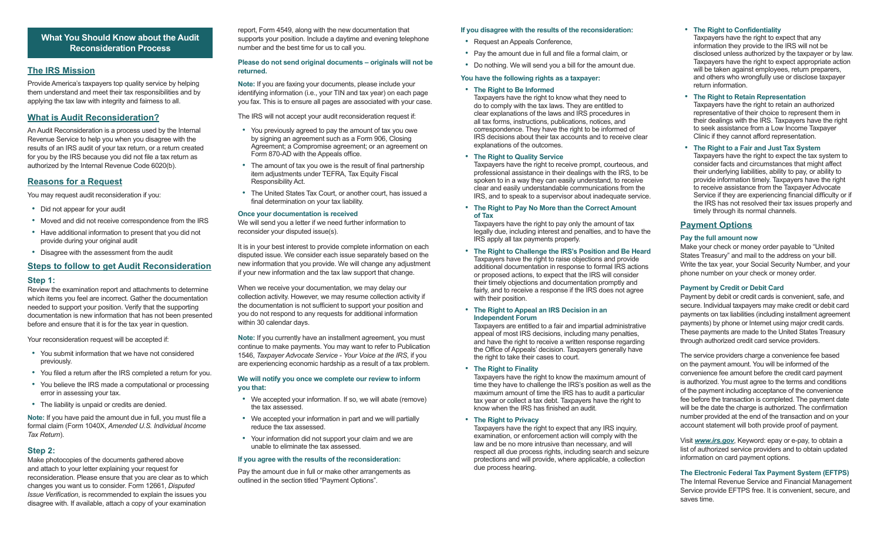## What You Should Know about the Audit Reconsideration Process

## The IRS Mission

Provide America's taxpayers top quality service by helping them understand and meet their tax responsibilities and by applying the tax law with integrity and fairness to all.

## What is Audit Reconsideration?

An Audit Reconsideration is a process used by the Internal Revenue Service to help you when you disagree with the results of an IRS audit of your tax return, or a return created for you by the IRS because you did not file a tax return as authorized by the Internal Revenue Code 6020(b).

## Reasons for a Request

You may request audit reconsideration if you:

- Did not appear for your audit
- Moved and did not receive correspondence from the IRS
- Have additional information to present that you did not provide during your original audit
- Disagree with the assessment from the audit

## Steps to follow to get Audit Reconsideration

### Step 1:

Review the examination report and attachments to determine which items you feel are incorrect. Gather the documentation needed to support your position. Verify that the supporting documentation is new information that has not been presented before and ensure that it is for the tax year in question.

Your reconsideration request will be accepted if:

- You submit information that we have not considered previously.
- You filed a return after the IRS completed a return for you.
- You believe the IRS made a computational or processing error in assessing your tax.
- The liability is unpaid or credits are denied.

**Note:** If you have paid the amount due in full, you must file a formal claim (Form 1040X, *Amended U.S. Individual Income Tax Return*).

### Step 2:

Make photocopies of the documents gathered above and attach to your letter explaining your request for reconsideration. Please ensure that you are clear as to which changes you want us to consider. Form 12661, *Disputed Issue Verification*, is recommended to explain the issues you disagree with. If available, attach a copy of your examination report, Form 4549, along with the new documentation that supports your position. Include a daytime and evening telephone number and the best time for us to call you.

**Please do not send original documents – originals will not be returned.**

**Note:** If you are faxing your documents, please include your identifying information (i.e., your TIN and tax year) on each page you fax. This is to ensure all pages are associated with your case.

The IRS will not accept your audit reconsideration request if:

- You previously agreed to pay the amount of tax you owe by signing an agreement such as a Form 906, Closing Agreement; a Compromise agreement; or an agreement on Form 870-AD with the Appeals office.
- The amount of tax you owe is the result of final partnership item adjustments under TEFRA, Tax Equity Fiscal Responsibility Act.
- The United States Tax Court, or another court, has issued a final determination on your tax liability.

**Once your documentation is received**

We will send you a letter if we need further information to reconsider your disputed issue(s).

It is in your best interest to provide complete information on each disputed issue. We consider each issue separately based on the new information that you provide. We will change any adjustment if your new information and the tax law support that change.

When we receive your documentation, we may delay our collection activity. However, we may resume collection activity if the documentation is not sufficient to support your position and you do not respond to any requests for additional information within 30 calendar days.

**Note:** If you currently have an installment agreement, you must continue to make payments. You may want to refer to Publication 1546, *Taxpayer Advocate Service - Your Voice at the IRS*, if you are experiencing economic hardship as a result of a tax problem.

**We will notify you once we complete our review to inform you that:**

- We accepted your information. If so, we will abate (remove) the tax assessed.
- We accepted your information in part and we will partially reduce the tax assessed.
- Your information did not support your claim and we are unable to eliminate the tax assessed.

**If you agree with the results of the reconsideration:**

Pay the amount due in full or make other arrangements as outlined in the section titled "Payment Options".

**If you disagree with the results of the reconsideration:**

- Request an Appeals Conference,
- Pay the amount due in full and file a formal claim, or
- Do nothing. We will send you a bill for the amount due.

**You have the following rights as a taxpayer:**

- **The Right to Be Informed**
  Taxpayers have the right to know what they need to do to comply with the tax laws. They are entitled to clear explanations of the laws and IRS procedures in all tax forms, instructions, publications, notices, and correspondence. They have the right to be informed of IRS decisions about their tax accounts and to receive clear explanations of the outcomes.
- **The Right to Quality Service**
  Taxpayers have the right to receive prompt, courteous, and professional assistance in their dealings with the IRS, to be spoken to in a way they can easily understand, to receive clear and easily understandable communications from the IRS, and to speak to a supervisor about inadequate service.
- **The Right to Pay No More than the Correct Amount of Tax**
  Taxpayers have the right to pay only the amount of tax legally due, including interest and penalties, and to have the IRS apply all tax payments properly.
- **The Right to Challenge the IRS's Position and Be Heard**
  Taxpayers have the right to raise objections and provide additional documentation in response to formal IRS actions or proposed actions, to expect that the IRS will consider their timely objections and documentation promptly and fairly, and to receive a response if the IRS does not agree with their position.
- **The Right to Appeal an IRS Decision in an Independent Forum**
  Taxpayers are entitled to a fair and impartial administrative appeal of most IRS decisions, including many penalties, and have the right to receive a written response regarding the Office of Appeals' decision. Taxpayers generally have the right to take their cases to court.
- **The Right to Finality**
  Taxpayers have the right to know the maximum amount of time they have to challenge the IRS's position as well as the maximum amount of time the IRS has to audit a particular tax year or collect a tax debt. Taxpayers have the right to know when the IRS has finished an audit.
- **The Right to Privacy**
  Taxpayers have the right to expect that any IRS inquiry, examination, or enforcement action will comply with the law and be no more intrusive than necessary, and will respect all due process rights, including search and seizure protections and will provide, where applicable, a collection due process hearing.
- **The Right to Confidentiality**
  Taxpayers have the right to expect that any information they provide to the IRS will not be disclosed unless authorized by the taxpayer or by law. Taxpayers have the right to expect appropriate action will be taken against employees, return preparers, and others who wrongfully use or disclose taxpayer return information.
- **The Right to Retain Representation**
  Taxpayers have the right to retain an authorized representative of their choice to represent them in their dealings with the IRS. Taxpayers have the right to seek assistance from a Low Income Taxpayer Clinic if they cannot afford representation.
- **The Right to a Fair and Just Tax System**
  Taxpayers have the right to expect the tax system to consider facts and circumstances that might affect their underlying liabilities, ability to pay, or ability to provide information timely. Taxpayers have the right to receive assistance from the Taxpayer Advocate Service if they are experiencing financial difficulty or if the IRS has not resolved their tax issues properly and timely through its normal channels.

## Payment Options

**Pay the full amount now**

Make your check or money order payable to "United States Treasury" and mail to the address on your bill. Write the tax year, your Social Security Number, and your phone number on your check or money order.

**Payment by Credit or Debit Card**

Payment by debit or credit cards is convenient, safe, and secure. Individual taxpayers may make credit or debit card payments on tax liabilities (including installment agreement payments) by phone or Internet using major credit cards. These payments are made to the United States Treasury through authorized credit card service providers.

The service providers charge a convenience fee based on the payment amount. You will be informed of the convenience fee amount before the credit card payment is authorized. You must agree to the terms and conditions of the payment including acceptance of the convenience fee before the transaction is completed. The payment date will be the date the charge is authorized. The confirmation number provided at the end of the transaction and on your account statement will both provide proof of payment.

Visit ***www.irs.gov***, Keyword: epay or e-pay, to obtain a list of authorized service providers and to obtain updated information on card payment options.

**The Electronic Federal Tax Payment System (EFTPS)**

The Internal Revenue Service and Financial Management Service provide EFTPS free. It is convenient, secure, and saves time.